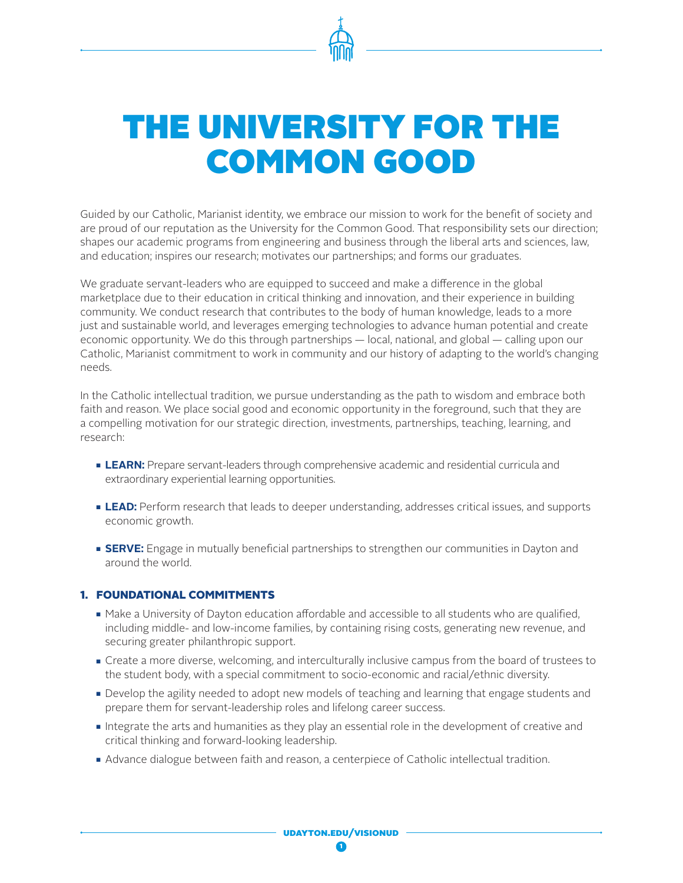# THE UNIVERSITY FOR THE COMMON GOOD

Guided by our Catholic, Marianist identity, we embrace our mission to work for the benefit of society and are proud of our reputation as the University for the Common Good. That responsibility sets our direction; shapes our academic programs from engineering and business through the liberal arts and sciences, law, and education; inspires our research; motivates our partnerships; and forms our graduates.

We graduate servant-leaders who are equipped to succeed and make a difference in the global marketplace due to their education in critical thinking and innovation, and their experience in building community. We conduct research that contributes to the body of human knowledge, leads to a more just and sustainable world, and leverages emerging technologies to advance human potential and create economic opportunity. We do this through partnerships — local, national, and global — calling upon our Catholic, Marianist commitment to work in community and our history of adapting to the world's changing needs.

In the Catholic intellectual tradition, we pursue understanding as the path to wisdom and embrace both faith and reason. We place social good and economic opportunity in the foreground, such that they are a compelling motivation for our strategic direction, investments, partnerships, teaching, learning, and research:

- **LEARN:** Prepare servant-leaders through comprehensive academic and residential curricula and extraordinary experiential learning opportunities.
- **LEAD:** Perform research that leads to deeper understanding, addresses critical issues, and supports economic growth.
- **SERVE:** Engage in mutually beneficial partnerships to strengthen our communities in Dayton and around the world.

## 1. FOUNDATIONAL COMMITMENTS

- Make a University of Dayton education affordable and accessible to all students who are qualified, including middle- and low-income families, by containing rising costs, generating new revenue, and securing greater philanthropic support.
- Create a more diverse, welcoming, and interculturally inclusive campus from the board of trustees to the student body, with a special commitment to socio-economic and racial/ethnic diversity.
- Develop the agility needed to adopt new models of teaching and learning that engage students and prepare them for servant-leadership roles and lifelong career success.
- Integrate the arts and humanities as they play an essential role in the development of creative and critical thinking and forward-looking leadership.
- Advance dialogue between faith and reason, a centerpiece of Catholic intellectual tradition.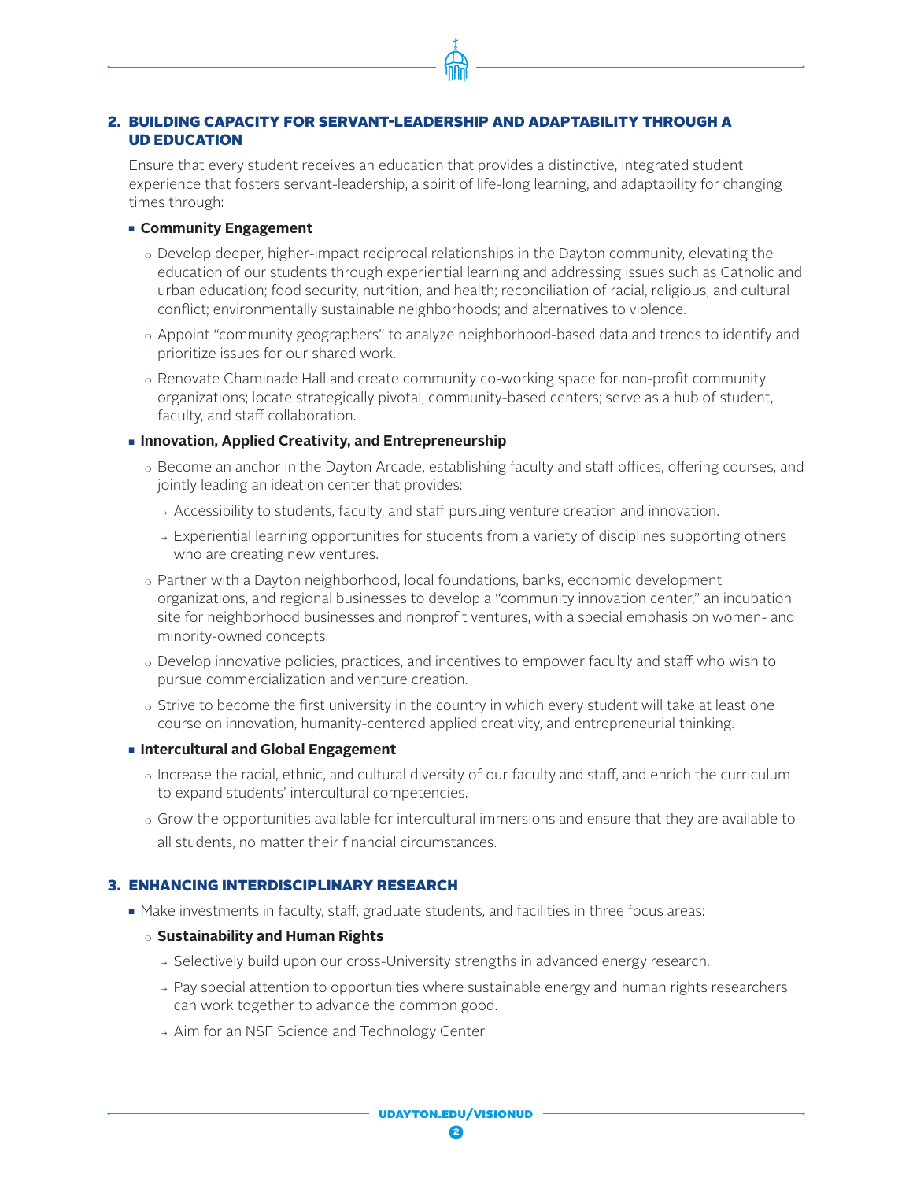## 2. BUILDING CAPACITY FOR SERVANT-LEADERSHIP AND ADAPTABILITY THROUGH A UD EDUCATION

Ensure that every student receives an education that provides a distinctive, integrated student experience that fosters servant-leadership, a spirit of life-long learning, and adaptability for changing times through:

- **Community Engagement**
  - Develop deeper, higher-impact reciprocal relationships in the Dayton community, elevating the education of our students through experiential learning and addressing issues such as Catholic and urban education; food security, nutrition, and health; reconciliation of racial, religious, and cultural conflict; environmentally sustainable neighborhoods; and alternatives to violence.
  - Appoint "community geographers" to analyze neighborhood-based data and trends to identify and prioritize issues for our shared work.
  - Renovate Chaminade Hall and create community co-working space for non-profit community organizations; locate strategically pivotal, community-based centers; serve as a hub of student, faculty, and staff collaboration.
- **Innovation, Applied Creativity, and Entrepreneurship**
  - Become an anchor in the Dayton Arcade, establishing faculty and staff offices, offering courses, and jointly leading an ideation center that provides:
    - Accessibility to students, faculty, and staff pursuing venture creation and innovation.
    - Experiential learning opportunities for students from a variety of disciplines supporting others who are creating new ventures.
  - Partner with a Dayton neighborhood, local foundations, banks, economic development organizations, and regional businesses to develop a "community innovation center," an incubation site for neighborhood businesses and nonprofit ventures, with a special emphasis on women- and minority-owned concepts.
  - Develop innovative policies, practices, and incentives to empower faculty and staff who wish to pursue commercialization and venture creation.
  - Strive to become the first university in the country in which every student will take at least one course on innovation, humanity-centered applied creativity, and entrepreneurial thinking.
- **Intercultural and Global Engagement**
  - Increase the racial, ethnic, and cultural diversity of our faculty and staff, and enrich the curriculum to expand students' intercultural competencies.
  - Grow the opportunities available for intercultural immersions and ensure that they are available to all students, no matter their financial circumstances.

## 3. ENHANCING INTERDISCIPLINARY RESEARCH

- Make investments in faculty, staff, graduate students, and facilities in three focus areas:
  - **Sustainability and Human Rights**
    - Selectively build upon our cross-University strengths in advanced energy research.
    - Pay special attention to opportunities where sustainable energy and human rights researchers can work together to advance the common good.
    - Aim for an NSF Science and Technology Center.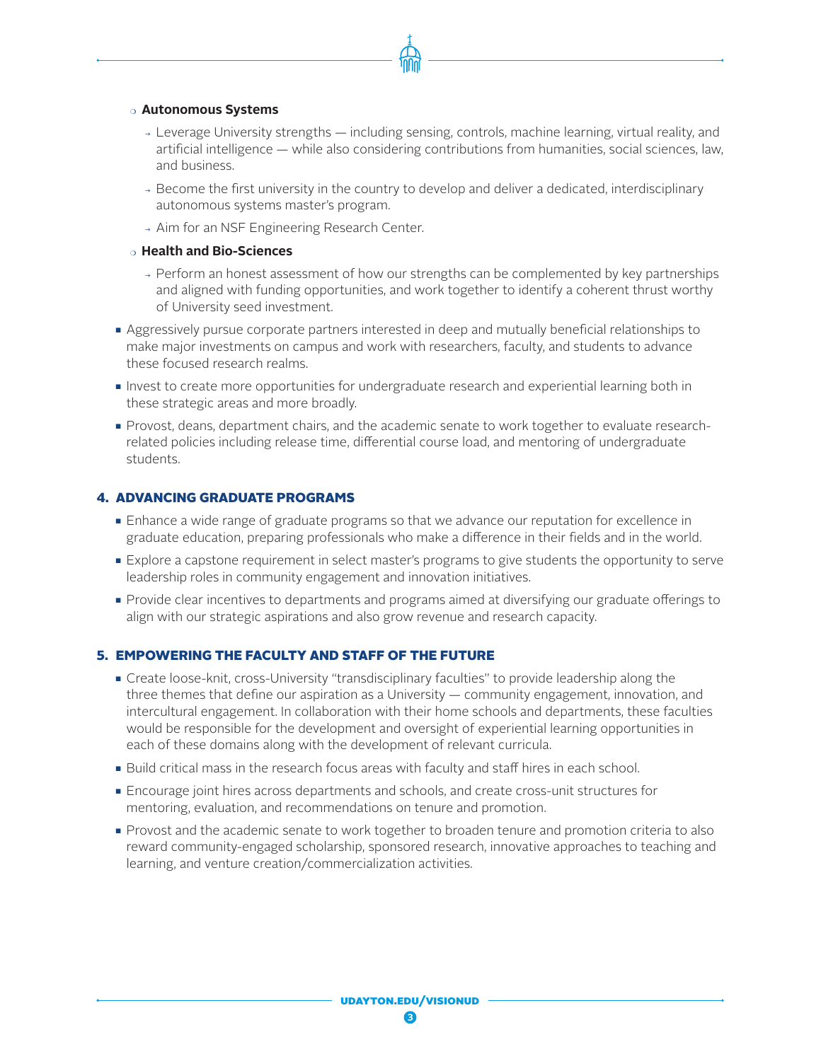- **Autonomous Systems**
  - Leverage University strengths — including sensing, controls, machine learning, virtual reality, and artificial intelligence — while also considering contributions from humanities, social sciences, law, and business.
  - Become the first university in the country to develop and deliver a dedicated, interdisciplinary autonomous systems master's program.
  - Aim for an NSF Engineering Research Center.
- **Health and Bio-Sciences**
  - Perform an honest assessment of how our strengths can be complemented by key partnerships and aligned with funding opportunities, and work together to identify a coherent thrust worthy of University seed investment.

- Aggressively pursue corporate partners interested in deep and mutually beneficial relationships to make major investments on campus and work with researchers, faculty, and students to advance these focused research realms.
- Invest to create more opportunities for undergraduate research and experiential learning both in these strategic areas and more broadly.
- Provost, deans, department chairs, and the academic senate to work together to evaluate research-related policies including release time, differential course load, and mentoring of undergraduate students.

## 4. ADVANCING GRADUATE PROGRAMS

- Enhance a wide range of graduate programs so that we advance our reputation for excellence in graduate education, preparing professionals who make a difference in their fields and in the world.
- Explore a capstone requirement in select master's programs to give students the opportunity to serve leadership roles in community engagement and innovation initiatives.
- Provide clear incentives to departments and programs aimed at diversifying our graduate offerings to align with our strategic aspirations and also grow revenue and research capacity.

## 5. EMPOWERING THE FACULTY AND STAFF OF THE FUTURE

- Create loose-knit, cross-University "transdisciplinary faculties" to provide leadership along the three themes that define our aspiration as a University — community engagement, innovation, and intercultural engagement. In collaboration with their home schools and departments, these faculties would be responsible for the development and oversight of experiential learning opportunities in each of these domains along with the development of relevant curricula.
- Build critical mass in the research focus areas with faculty and staff hires in each school.
- Encourage joint hires across departments and schools, and create cross-unit structures for mentoring, evaluation, and recommendations on tenure and promotion.
- Provost and the academic senate to work together to broaden tenure and promotion criteria to also reward community-engaged scholarship, sponsored research, innovative approaches to teaching and learning, and venture creation/commercialization activities.